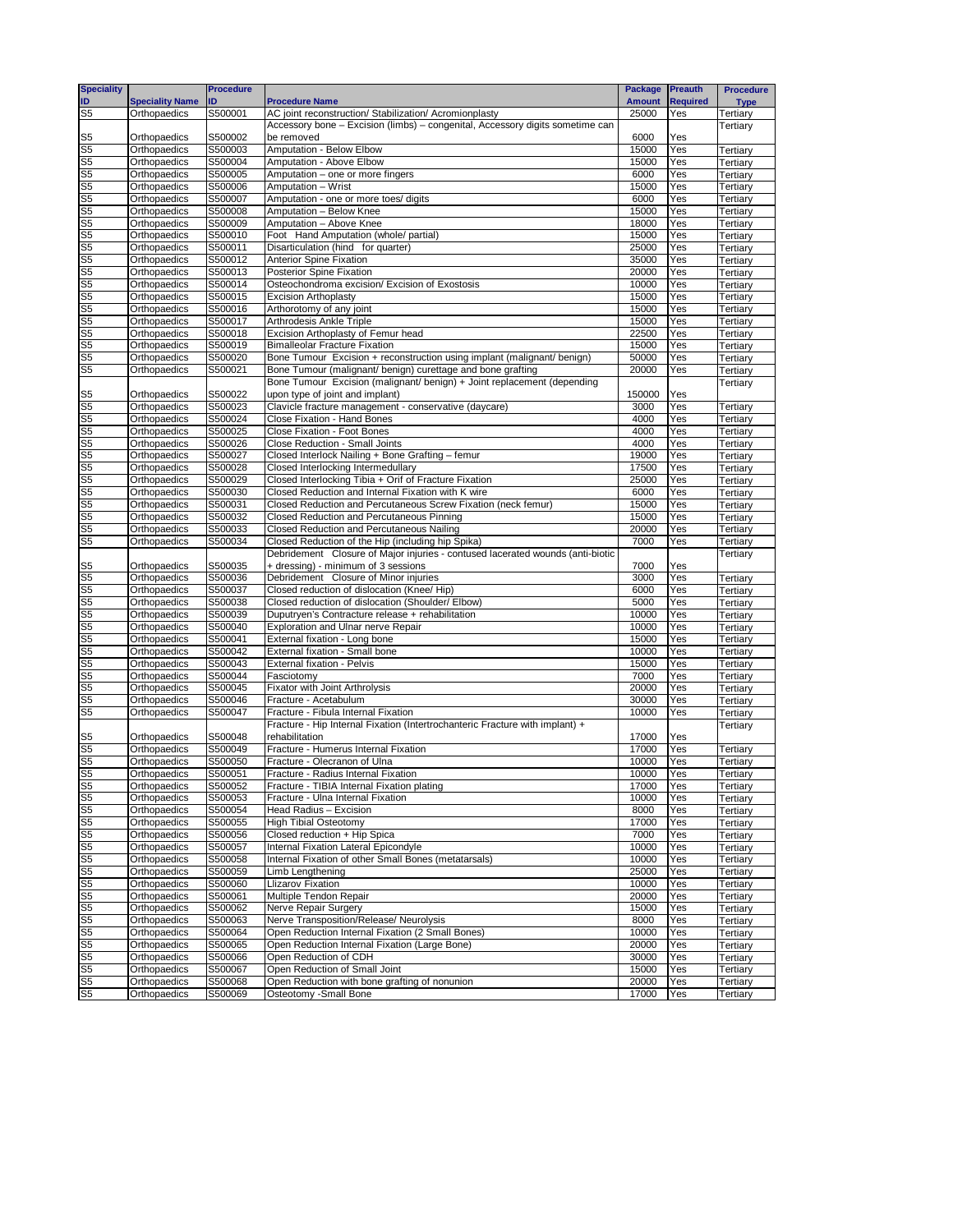| Speciality ID | Speciality Name | Procedure ID | Procedure Name | Package Amount | Preauth Required | Procedure Type |
|---|---|---|---|---|---|---|
| S5 | Orthopaedics | S500001 | AC joint reconstruction/ Stabilization/ Acromionplasty | 25000 | Yes | Tertiary |
| S5 | Orthopaedics | S500002 | Accessory bone – Excision (limbs) – congenital, Accessory digits sometime can be removed | 6000 | Yes | Tertiary |
| S5 | Orthopaedics | S500003 | Amputation - Below Elbow | 15000 | Yes | Tertiary |
| S5 | Orthopaedics | S500004 | Amputation - Above Elbow | 15000 | Yes | Tertiary |
| S5 | Orthopaedics | S500005 | Amputation – one or more fingers | 6000 | Yes | Tertiary |
| S5 | Orthopaedics | S500006 | Amputation – Wrist | 15000 | Yes | Tertiary |
| S5 | Orthopaedics | S500007 | Amputation - one or more toes/ digits | 6000 | Yes | Tertiary |
| S5 | Orthopaedics | S500008 | Amputation – Below Knee | 15000 | Yes | Tertiary |
| S5 | Orthopaedics | S500009 | Amputation – Above Knee | 18000 | Yes | Tertiary |
| S5 | Orthopaedics | S500010 | Foot Hand Amputation (whole/ partial) | 15000 | Yes | Tertiary |
| S5 | Orthopaedics | S500011 | Disarticulation (hind for quarter) | 25000 | Yes | Tertiary |
| S5 | Orthopaedics | S500012 | Anterior Spine Fixation | 35000 | Yes | Tertiary |
| S5 | Orthopaedics | S500013 | Posterior Spine Fixation | 20000 | Yes | Tertiary |
| S5 | Orthopaedics | S500014 | Osteochondroma excision/ Excision of Exostosis | 10000 | Yes | Tertiary |
| S5 | Orthopaedics | S500015 | Excision Arthoplasty | 15000 | Yes | Tertiary |
| S5 | Orthopaedics | S500016 | Arthorotomy of any joint | 15000 | Yes | Tertiary |
| S5 | Orthopaedics | S500017 | Arthrodesis Ankle Triple | 15000 | Yes | Tertiary |
| S5 | Orthopaedics | S500018 | Excision Arthoplasty of Femur head | 22500 | Yes | Tertiary |
| S5 | Orthopaedics | S500019 | Bimalleolar Fracture Fixation | 15000 | Yes | Tertiary |
| S5 | Orthopaedics | S500020 | Bone Tumour Excision + reconstruction using implant (malignant/ benign) | 50000 | Yes | Tertiary |
| S5 | Orthopaedics | S500021 | Bone Tumour (malignant/ benign) curettage and bone grafting | 20000 | Yes | Tertiary |
| S5 | Orthopaedics | S500022 | Bone Tumour Excision (malignant/ benign) + Joint replacement (depending upon type of joint and implant) | 150000 | Yes | Tertiary |
| S5 | Orthopaedics | S500023 | Clavicle fracture management - conservative (daycare) | 3000 | Yes | Tertiary |
| S5 | Orthopaedics | S500024 | Close Fixation - Hand Bones | 4000 | Yes | Tertiary |
| S5 | Orthopaedics | S500025 | Close Fixation - Foot Bones | 4000 | Yes | Tertiary |
| S5 | Orthopaedics | S500026 | Close Reduction - Small Joints | 4000 | Yes | Tertiary |
| S5 | Orthopaedics | S500027 | Closed Interlock Nailing + Bone Grafting – femur | 19000 | Yes | Tertiary |
| S5 | Orthopaedics | S500028 | Closed Interlocking Intermedullary | 17500 | Yes | Tertiary |
| S5 | Orthopaedics | S500029 | Closed Interlocking Tibia + Orif of Fracture Fixation | 25000 | Yes | Tertiary |
| S5 | Orthopaedics | S500030 | Closed Reduction and Internal Fixation with K wire | 6000 | Yes | Tertiary |
| S5 | Orthopaedics | S500031 | Closed Reduction and Percutaneous Screw Fixation (neck femur) | 15000 | Yes | Tertiary |
| S5 | Orthopaedics | S500032 | Closed Reduction and Percutaneous Pinning | 15000 | Yes | Tertiary |
| S5 | Orthopaedics | S500033 | Closed Reduction and Percutaneous Nailing | 20000 | Yes | Tertiary |
| S5 | Orthopaedics | S500034 | Closed Reduction of the Hip (including hip Spika) | 7000 | Yes | Tertiary |
| S5 | Orthopaedics | S500035 | Debridement Closure of Major injuries - contused lacerated wounds (anti-biotic + dressing) - minimum of 3 sessions | 7000 | Yes | Tertiary |
| S5 | Orthopaedics | S500036 | Debridement Closure of Minor injuries | 3000 | Yes | Tertiary |
| S5 | Orthopaedics | S500037 | Closed reduction of dislocation (Knee/ Hip) | 6000 | Yes | Tertiary |
| S5 | Orthopaedics | S500038 | Closed reduction of dislocation (Shoulder/ Elbow) | 5000 | Yes | Tertiary |
| S5 | Orthopaedics | S500039 | Duputryen's Contracture release + rehabilitation | 10000 | Yes | Tertiary |
| S5 | Orthopaedics | S500040 | Exploration and Ulnar nerve Repair | 10000 | Yes | Tertiary |
| S5 | Orthopaedics | S500041 | External fixation - Long bone | 15000 | Yes | Tertiary |
| S5 | Orthopaedics | S500042 | External fixation - Small bone | 10000 | Yes | Tertiary |
| S5 | Orthopaedics | S500043 | External fixation - Pelvis | 15000 | Yes | Tertiary |
| S5 | Orthopaedics | S500044 | Fasciotomy | 7000 | Yes | Tertiary |
| S5 | Orthopaedics | S500045 | Fixator with Joint Arthrolysis | 20000 | Yes | Tertiary |
| S5 | Orthopaedics | S500046 | Fracture - Acetabulum | 30000 | Yes | Tertiary |
| S5 | Orthopaedics | S500047 | Fracture - Fibula Internal Fixation | 10000 | Yes | Tertiary |
| S5 | Orthopaedics | S500048 | Fracture - Hip Internal Fixation (Intertrochanteric Fracture with implant) + rehabilitation | 17000 | Yes | Tertiary |
| S5 | Orthopaedics | S500049 | Fracture - Humerus Internal Fixation | 17000 | Yes | Tertiary |
| S5 | Orthopaedics | S500050 | Fracture - Olecranon of Ulna | 10000 | Yes | Tertiary |
| S5 | Orthopaedics | S500051 | Fracture - Radius Internal Fixation | 10000 | Yes | Tertiary |
| S5 | Orthopaedics | S500052 | Fracture - TIBIA Internal Fixation plating | 17000 | Yes | Tertiary |
| S5 | Orthopaedics | S500053 | Fracture - Ulna Internal Fixation | 10000 | Yes | Tertiary |
| S5 | Orthopaedics | S500054 | Head Radius – Excision | 8000 | Yes | Tertiary |
| S5 | Orthopaedics | S500055 | High Tibial Osteotomy | 17000 | Yes | Tertiary |
| S5 | Orthopaedics | S500056 | Closed reduction + Hip Spica | 7000 | Yes | Tertiary |
| S5 | Orthopaedics | S500057 | Internal Fixation Lateral Epicondyle | 10000 | Yes | Tertiary |
| S5 | Orthopaedics | S500058 | Internal Fixation of other Small Bones (metatarsals) | 10000 | Yes | Tertiary |
| S5 | Orthopaedics | S500059 | Limb Lengthening | 25000 | Yes | Tertiary |
| S5 | Orthopaedics | S500060 | Llizarov Fixation | 10000 | Yes | Tertiary |
| S5 | Orthopaedics | S500061 | Multiple Tendon Repair | 20000 | Yes | Tertiary |
| S5 | Orthopaedics | S500062 | Nerve Repair Surgery | 15000 | Yes | Tertiary |
| S5 | Orthopaedics | S500063 | Nerve Transposition/Release/ Neurolysis | 8000 | Yes | Tertiary |
| S5 | Orthopaedics | S500064 | Open Reduction Internal Fixation (2 Small Bones) | 10000 | Yes | Tertiary |
| S5 | Orthopaedics | S500065 | Open Reduction Internal Fixation (Large Bone) | 20000 | Yes | Tertiary |
| S5 | Orthopaedics | S500066 | Open Reduction of CDH | 30000 | Yes | Tertiary |
| S5 | Orthopaedics | S500067 | Open Reduction of Small Joint | 15000 | Yes | Tertiary |
| S5 | Orthopaedics | S500068 | Open Reduction with bone grafting of nonunion | 20000 | Yes | Tertiary |
| S5 | Orthopaedics | S500069 | Osteotomy -Small Bone | 17000 | Yes | Tertiary |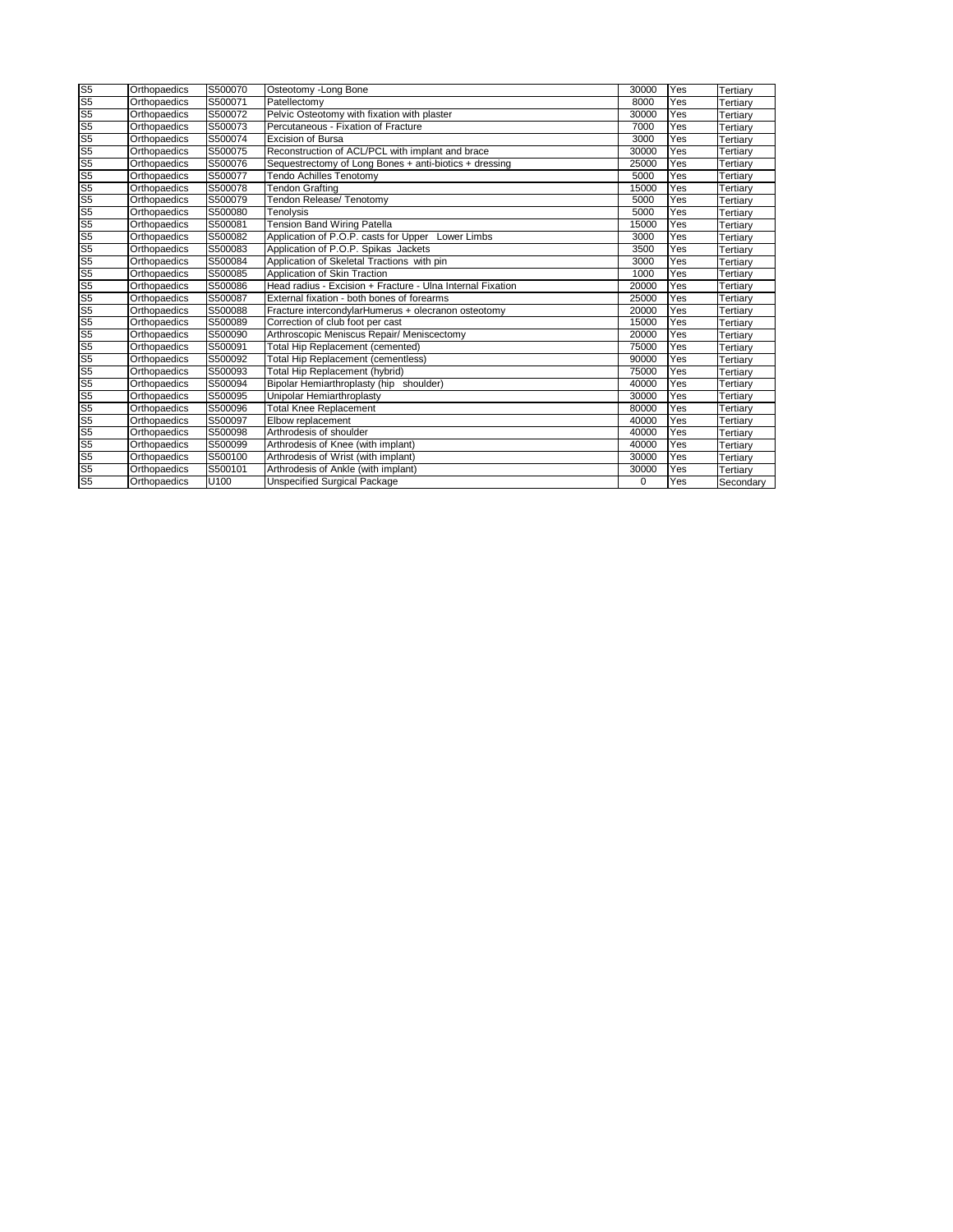| | | | | | | |
|---|---|---|---|---|---|---|
| S5 | Orthopaedics | S500070 | Osteotomy -Long Bone | 30000 | Yes | Tertiary |
| S5 | Orthopaedics | S500071 | Patellectomy | 8000 | Yes | Tertiary |
| S5 | Orthopaedics | S500072 | Pelvic Osteotomy with fixation with plaster | 30000 | Yes | Tertiary |
| S5 | Orthopaedics | S500073 | Percutaneous - Fixation of Fracture | 7000 | Yes | Tertiary |
| S5 | Orthopaedics | S500074 | Excision of Bursa | 3000 | Yes | Tertiary |
| S5 | Orthopaedics | S500075 | Reconstruction of ACL/PCL with implant and brace | 30000 | Yes | Tertiary |
| S5 | Orthopaedics | S500076 | Sequestrectomy of Long Bones + anti-biotics + dressing | 25000 | Yes | Tertiary |
| S5 | Orthopaedics | S500077 | Tendo Achilles Tenotomy | 5000 | Yes | Tertiary |
| S5 | Orthopaedics | S500078 | Tendon Grafting | 15000 | Yes | Tertiary |
| S5 | Orthopaedics | S500079 | Tendon Release/ Tenotomy | 5000 | Yes | Tertiary |
| S5 | Orthopaedics | S500080 | Tenolysis | 5000 | Yes | Tertiary |
| S5 | Orthopaedics | S500081 | Tension Band Wiring Patella | 15000 | Yes | Tertiary |
| S5 | Orthopaedics | S500082 | Application of P.O.P. casts for Upper Lower Limbs | 3000 | Yes | Tertiary |
| S5 | Orthopaedics | S500083 | Application of P.O.P. Spikas Jackets | 3500 | Yes | Tertiary |
| S5 | Orthopaedics | S500084 | Application of Skeletal Tractions with pin | 3000 | Yes | Tertiary |
| S5 | Orthopaedics | S500085 | Application of Skin Traction | 1000 | Yes | Tertiary |
| S5 | Orthopaedics | S500086 | Head radius - Excision + Fracture - Ulna Internal Fixation | 20000 | Yes | Tertiary |
| S5 | Orthopaedics | S500087 | External fixation - both bones of forearms | 25000 | Yes | Tertiary |
| S5 | Orthopaedics | S500088 | Fracture intercondylarHumerus + olecranon osteotomy | 20000 | Yes | Tertiary |
| S5 | Orthopaedics | S500089 | Correction of club foot per cast | 15000 | Yes | Tertiary |
| S5 | Orthopaedics | S500090 | Arthroscopic Meniscus Repair/ Meniscectomy | 20000 | Yes | Tertiary |
| S5 | Orthopaedics | S500091 | Total Hip Replacement (cemented) | 75000 | Yes | Tertiary |
| S5 | Orthopaedics | S500092 | Total Hip Replacement (cementless) | 90000 | Yes | Tertiary |
| S5 | Orthopaedics | S500093 | Total Hip Replacement (hybrid) | 75000 | Yes | Tertiary |
| S5 | Orthopaedics | S500094 | Bipolar Hemiarthroplasty (hip shoulder) | 40000 | Yes | Tertiary |
| S5 | Orthopaedics | S500095 | Unipolar Hemiarthroplasty | 30000 | Yes | Tertiary |
| S5 | Orthopaedics | S500096 | Total Knee Replacement | 80000 | Yes | Tertiary |
| S5 | Orthopaedics | S500097 | Elbow replacement | 40000 | Yes | Tertiary |
| S5 | Orthopaedics | S500098 | Arthrodesis of shoulder | 40000 | Yes | Tertiary |
| S5 | Orthopaedics | S500099 | Arthrodesis of Knee (with implant) | 40000 | Yes | Tertiary |
| S5 | Orthopaedics | S500100 | Arthrodesis of Wrist (with implant) | 30000 | Yes | Tertiary |
| S5 | Orthopaedics | S500101 | Arthrodesis of Ankle (with implant) | 30000 | Yes | Tertiary |
| S5 | Orthopaedics | U100 | Unspecified Surgical Package | 0 | Yes | Secondary |